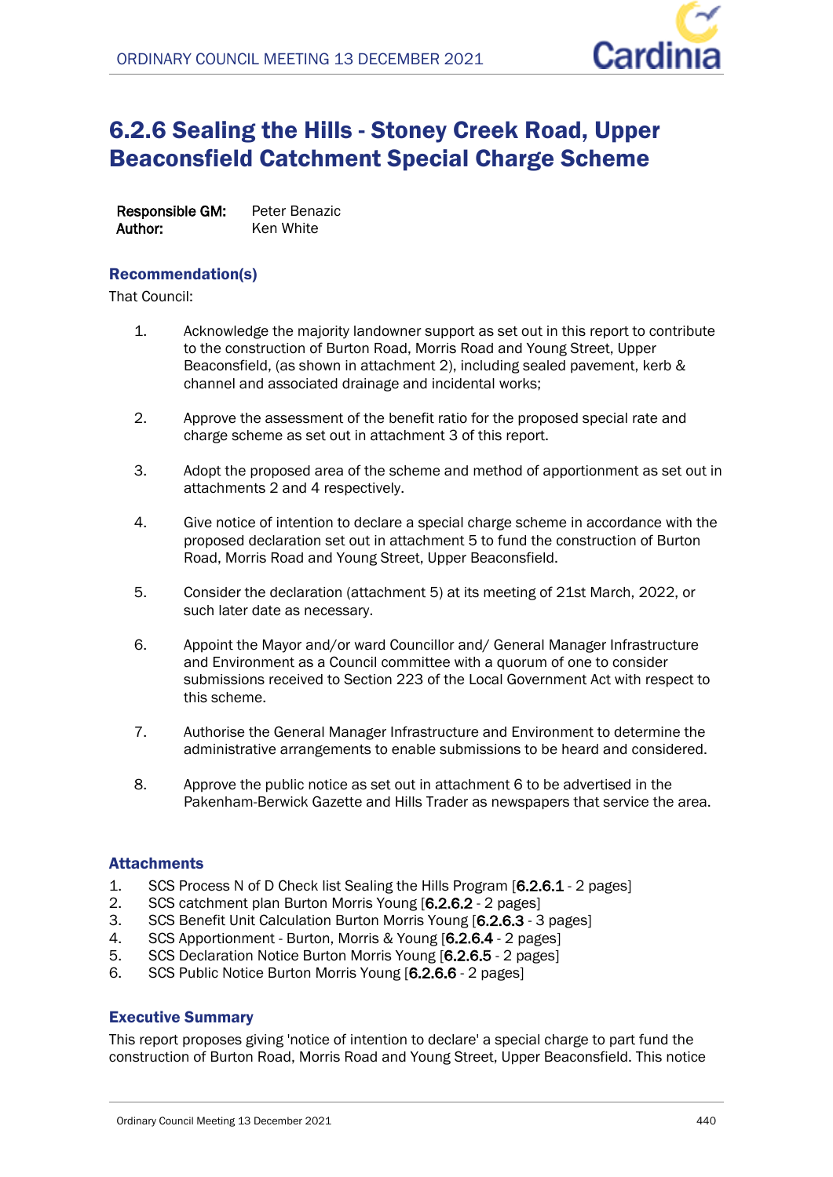# 6.2.6 Sealing the Hills - Stoney Creek Road, Upper Beaconsfield Catchment Special Charge Scheme

**Responsible GM:** Peter Benazic
**Author:** Ken White

## Recommendation(s)

That Council:

1. Acknowledge the majority landowner support as set out in this report to contribute to the construction of Burton Road, Morris Road and Young Street, Upper Beaconsfield, (as shown in attachment 2), including sealed pavement, kerb & channel and associated drainage and incidental works;
2. Approve the assessment of the benefit ratio for the proposed special rate and charge scheme as set out in attachment 3 of this report.
3. Adopt the proposed area of the scheme and method of apportionment as set out in attachments 2 and 4 respectively.
4. Give notice of intention to declare a special charge scheme in accordance with the proposed declaration set out in attachment 5 to fund the construction of Burton Road, Morris Road and Young Street, Upper Beaconsfield.
5. Consider the declaration (attachment 5) at its meeting of 21st March, 2022, or such later date as necessary.
6. Appoint the Mayor and/or ward Councillor and/ General Manager Infrastructure and Environment as a Council committee with a quorum of one to consider submissions received to Section 223 of the Local Government Act with respect to this scheme.
7. Authorise the General Manager Infrastructure and Environment to determine the administrative arrangements to enable submissions to be heard and considered.
8. Approve the public notice as set out in attachment 6 to be advertised in the Pakenham-Berwick Gazette and Hills Trader as newspapers that service the area.

## Attachments

1. SCS Process N of D Check list Sealing the Hills Program [**6.2.6.1** - 2 pages]
2. SCS catchment plan Burton Morris Young [**6.2.6.2** - 2 pages]
3. SCS Benefit Unit Calculation Burton Morris Young [**6.2.6.3** - 3 pages]
4. SCS Apportionment - Burton, Morris & Young [**6.2.6.4** - 2 pages]
5. SCS Declaration Notice Burton Morris Young [**6.2.6.5** - 2 pages]
6. SCS Public Notice Burton Morris Young [**6.2.6.6** - 2 pages]

## Executive Summary

This report proposes giving 'notice of intention to declare' a special charge to part fund the construction of Burton Road, Morris Road and Young Street, Upper Beaconsfield. This notice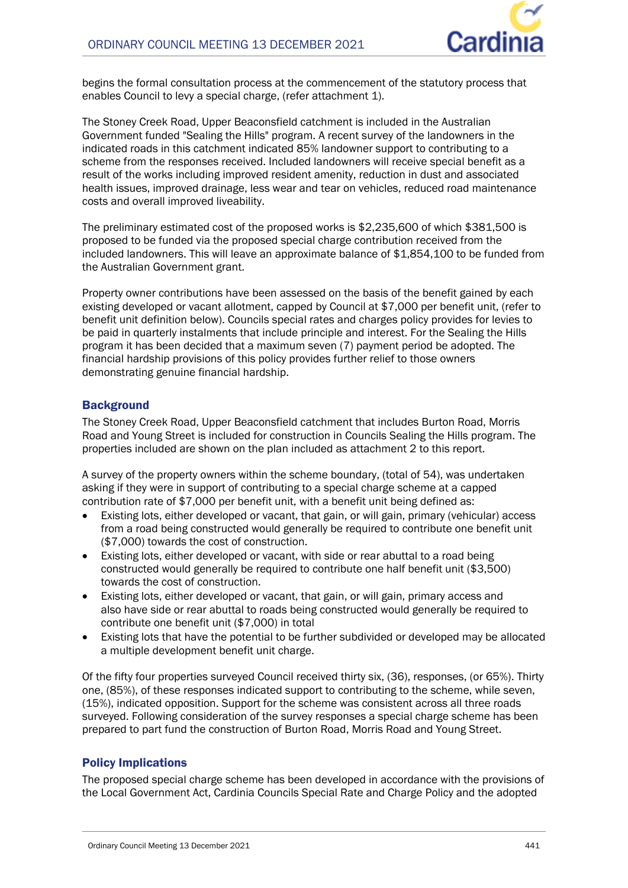begins the formal consultation process at the commencement of the statutory process that enables Council to levy a special charge, (refer attachment 1).

The Stoney Creek Road, Upper Beaconsfield catchment is included in the Australian Government funded "Sealing the Hills" program. A recent survey of the landowners in the indicated roads in this catchment indicated 85% landowner support to contributing to a scheme from the responses received. Included landowners will receive special benefit as a result of the works including improved resident amenity, reduction in dust and associated health issues, improved drainage, less wear and tear on vehicles, reduced road maintenance costs and overall improved liveability.

The preliminary estimated cost of the proposed works is $2,235,600 of which $381,500 is proposed to be funded via the proposed special charge contribution received from the included landowners. This will leave an approximate balance of $1,854,100 to be funded from the Australian Government grant.

Property owner contributions have been assessed on the basis of the benefit gained by each existing developed or vacant allotment, capped by Council at $7,000 per benefit unit, (refer to benefit unit definition below). Councils special rates and charges policy provides for levies to be paid in quarterly instalments that include principle and interest. For the Sealing the Hills program it has been decided that a maximum seven (7) payment period be adopted. The financial hardship provisions of this policy provides further relief to those owners demonstrating genuine financial hardship.

## Background

The Stoney Creek Road, Upper Beaconsfield catchment that includes Burton Road, Morris Road and Young Street is included for construction in Councils Sealing the Hills program. The properties included are shown on the plan included as attachment 2 to this report.

A survey of the property owners within the scheme boundary, (total of 54), was undertaken asking if they were in support of contributing to a special charge scheme at a capped contribution rate of $7,000 per benefit unit, with a benefit unit being defined as:

- Existing lots, either developed or vacant, that gain, or will gain, primary (vehicular) access from a road being constructed would generally be required to contribute one benefit unit ($7,000) towards the cost of construction.
- Existing lots, either developed or vacant, with side or rear abuttal to a road being constructed would generally be required to contribute one half benefit unit ($3,500) towards the cost of construction.
- Existing lots, either developed or vacant, that gain, or will gain, primary access and also have side or rear abuttal to roads being constructed would generally be required to contribute one benefit unit ($7,000) in total
- Existing lots that have the potential to be further subdivided or developed may be allocated a multiple development benefit unit charge.

Of the fifty four properties surveyed Council received thirty six, (36), responses, (or 65%). Thirty one, (85%), of these responses indicated support to contributing to the scheme, while seven, (15%), indicated opposition. Support for the scheme was consistent across all three roads surveyed. Following consideration of the survey responses a special charge scheme has been prepared to part fund the construction of Burton Road, Morris Road and Young Street.

## Policy Implications

The proposed special charge scheme has been developed in accordance with the provisions of the Local Government Act, Cardinia Councils Special Rate and Charge Policy and the adopted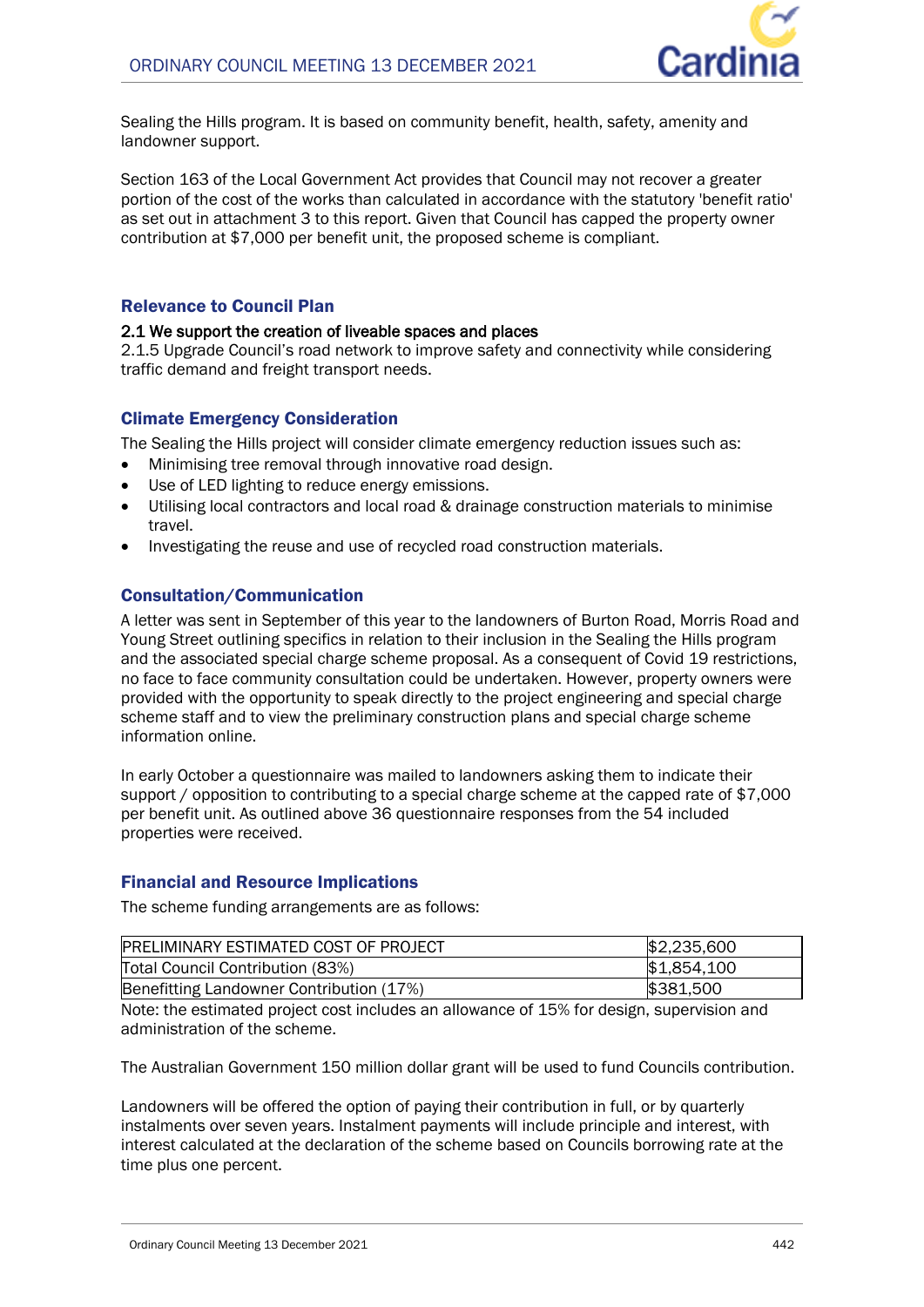Sealing the Hills program. It is based on community benefit, health, safety, amenity and landowner support.

Section 163 of the Local Government Act provides that Council may not recover a greater portion of the cost of the works than calculated in accordance with the statutory 'benefit ratio' as set out in attachment 3 to this report. Given that Council has capped the property owner contribution at $7,000 per benefit unit, the proposed scheme is compliant.

## Relevance to Council Plan

**2.1 We support the creation of liveable spaces and places**

2.1.5 Upgrade Council's road network to improve safety and connectivity while considering traffic demand and freight transport needs.

## Climate Emergency Consideration

The Sealing the Hills project will consider climate emergency reduction issues such as:

- Minimising tree removal through innovative road design.
- Use of LED lighting to reduce energy emissions.
- Utilising local contractors and local road & drainage construction materials to minimise travel.
- Investigating the reuse and use of recycled road construction materials.

## Consultation/Communication

A letter was sent in September of this year to the landowners of Burton Road, Morris Road and Young Street outlining specifics in relation to their inclusion in the Sealing the Hills program and the associated special charge scheme proposal. As a consequent of Covid 19 restrictions, no face to face community consultation could be undertaken. However, property owners were provided with the opportunity to speak directly to the project engineering and special charge scheme staff and to view the preliminary construction plans and special charge scheme information online.

In early October a questionnaire was mailed to landowners asking them to indicate their support / opposition to contributing to a special charge scheme at the capped rate of $7,000 per benefit unit. As outlined above 36 questionnaire responses from the 54 included properties were received.

## Financial and Resource Implications

The scheme funding arrangements are as follows:

| PRELIMINARY ESTIMATED COST OF PROJECT | $2,235,600 |
|---|---|
| Total Council Contribution (83%) | $1,854,100 |
| Benefitting Landowner Contribution (17%) | $381,500 |

Note: the estimated project cost includes an allowance of 15% for design, supervision and administration of the scheme.

The Australian Government 150 million dollar grant will be used to fund Councils contribution.

Landowners will be offered the option of paying their contribution in full, or by quarterly instalments over seven years. Instalment payments will include principle and interest, with interest calculated at the declaration of the scheme based on Councils borrowing rate at the time plus one percent.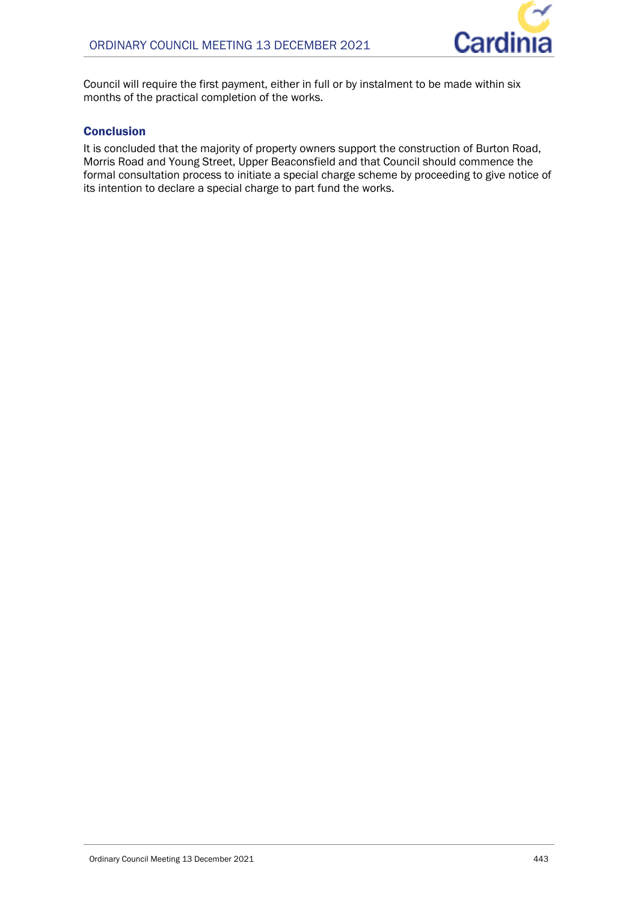Council will require the first payment, either in full or by instalment to be made within six months of the practical completion of the works.

### Conclusion

It is concluded that the majority of property owners support the construction of Burton Road, Morris Road and Young Street, Upper Beaconsfield and that Council should commence the formal consultation process to initiate a special charge scheme by proceeding to give notice of its intention to declare a special charge to part fund the works.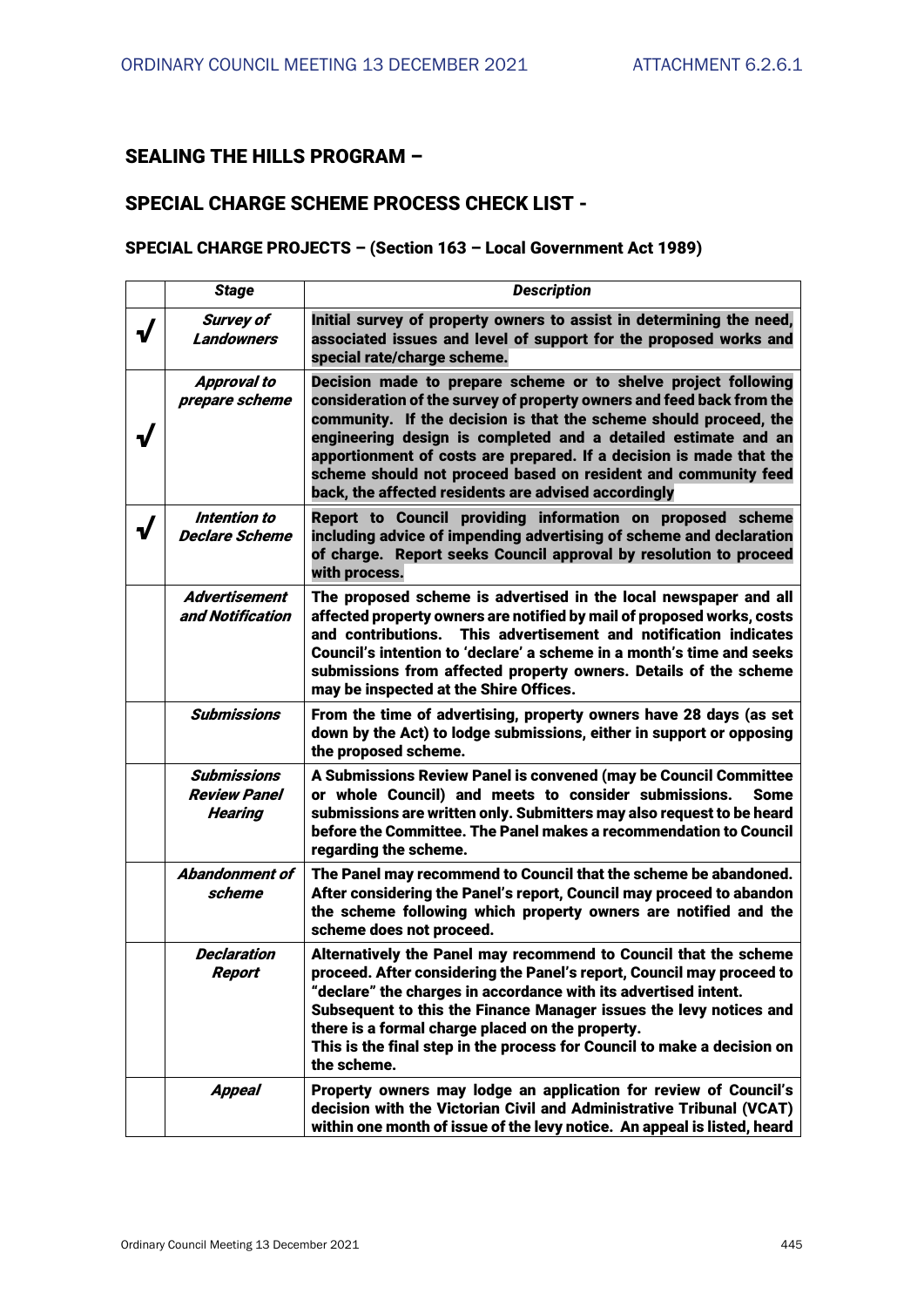## SEALING THE HILLS PROGRAM –

## SPECIAL CHARGE SCHEME PROCESS CHECK LIST -

### SPECIAL CHARGE PROJECTS – (Section 163 – Local Government Act 1989)

| | Stage | Description |
|---|---|---|
| √ | *Survey of Landowners* | Initial survey of property owners to assist in determining the need, associated issues and level of support for the proposed works and special rate/charge scheme. |
| √ | *Approval to prepare scheme* | Decision made to prepare scheme or to shelve project following consideration of the survey of property owners and feed back from the community. If the decision is that the scheme should proceed, the engineering design is completed and a detailed estimate and an apportionment of costs are prepared. If a decision is made that the scheme should not proceed based on resident and community feed back, the affected residents are advised accordingly |
| √ | *Intention to Declare Scheme* | Report to Council providing information on proposed scheme including advice of impending advertising of scheme and declaration of charge. Report seeks Council approval by resolution to proceed with process. |
| | *Advertisement and Notification* | The proposed scheme is advertised in the local newspaper and all affected property owners are notified by mail of proposed works, costs and contributions. This advertisement and notification indicates Council's intention to 'declare' a scheme in a month's time and seeks submissions from affected property owners. Details of the scheme may be inspected at the Shire Offices. |
| | *Submissions* | From the time of advertising, property owners have 28 days (as set down by the Act) to lodge submissions, either in support or opposing the proposed scheme. |
| | *Submissions Review Panel Hearing* | A Submissions Review Panel is convened (may be Council Committee or whole Council) and meets to consider submissions. Some submissions are written only. Submitters may also request to be heard before the Committee. The Panel makes a recommendation to Council regarding the scheme. |
| | *Abandonment of scheme* | The Panel may recommend to Council that the scheme be abandoned. After considering the Panel's report, Council may proceed to abandon the scheme following which property owners are notified and the scheme does not proceed. |
| | *Declaration Report* | Alternatively the Panel may recommend to Council that the scheme proceed. After considering the Panel's report, Council may proceed to "declare" the charges in accordance with its advertised intent.<br>Subsequent to this the Finance Manager issues the levy notices and there is a formal charge placed on the property.<br>This is the final step in the process for Council to make a decision on the scheme. |
| | *Appeal* | Property owners may lodge an application for review of Council's decision with the Victorian Civil and Administrative Tribunal (VCAT) within one month of issue of the levy notice. An appeal is listed, heard |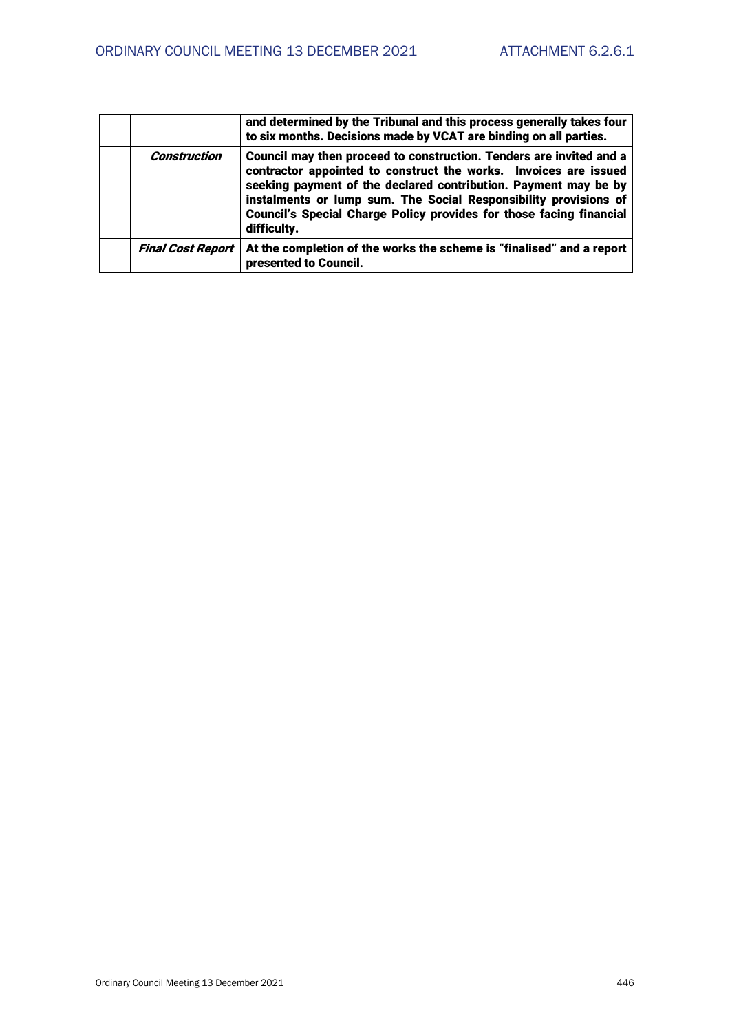| | | |
|---|---|---|
| | | **and determined by the Tribunal and this process generally takes four to six months. Decisions made by VCAT are binding on all parties.** |
| | ***Construction*** | **Council may then proceed to construction. Tenders are invited and a contractor appointed to construct the works. Invoices are issued seeking payment of the declared contribution. Payment may be by instalments or lump sum. The Social Responsibility provisions of Council's Special Charge Policy provides for those facing financial difficulty.** |
| | ***Final Cost Report*** | **At the completion of the works the scheme is "finalised" and a report presented to Council.** |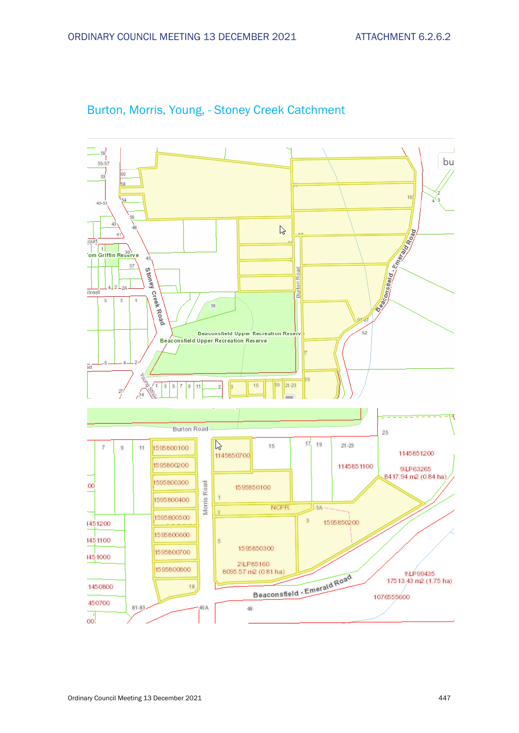## Burton, Morris, Young, - Stoney Creek Catchment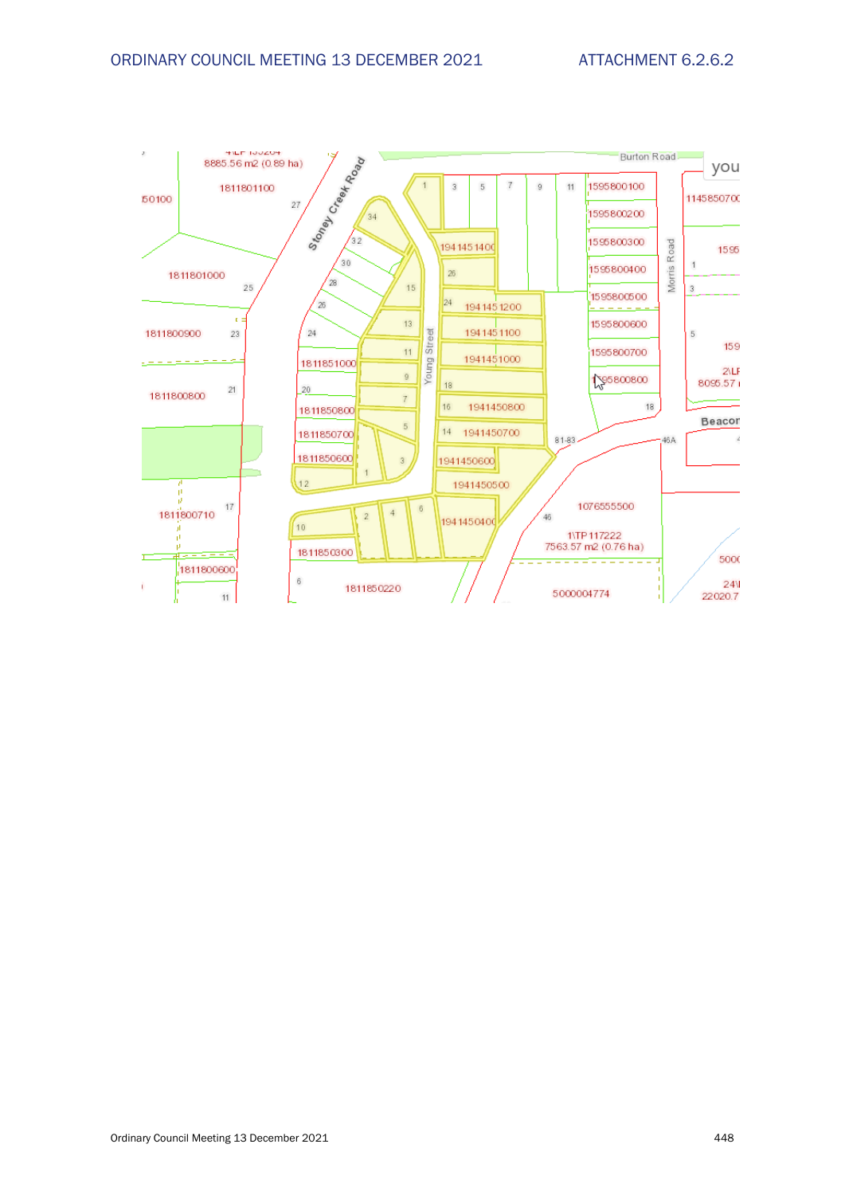Burton Road

Stoney Creek Road

Young Street

Morris Road

Beacon

8885.56 m2 (0.89 ha)

1811801100

1811801000

1811800900

1811800800

1811800710

1811800600

1811851000

1811850800

1811850700

1811850600

1811850300

1811850220

1941451400

1941451200

1941451100

1941451000

1941450800

1941450700

1941450600

1941450500

1941450400

1595800100

1595800200

1595800300

1595800400

1595800500

1595800600

1595800700

1595800800

1076555500

1\TP 117222

7563.57 m2 (0.76 ha)

5000004774

2\LP

8095.57

24\

22020.7

81-83

46A

46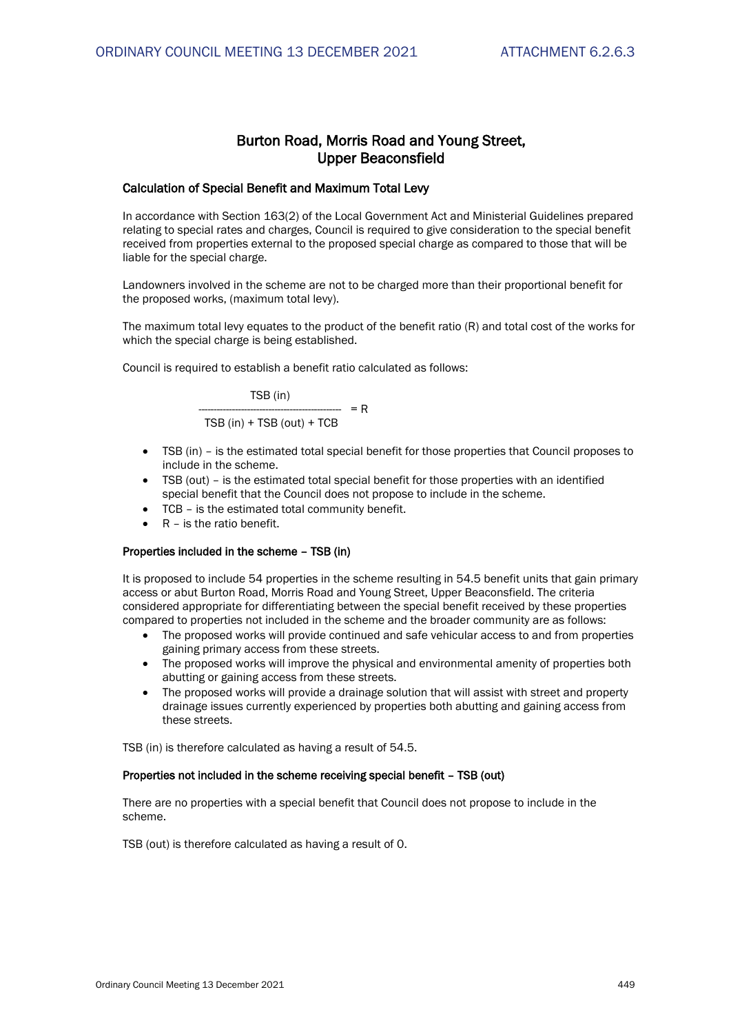## Burton Road, Morris Road and Young Street, Upper Beaconsfield

### Calculation of Special Benefit and Maximum Total Levy

In accordance with Section 163(2) of the Local Government Act and Ministerial Guidelines prepared relating to special rates and charges, Council is required to give consideration to the special benefit received from properties external to the proposed special charge as compared to those that will be liable for the special charge.

Landowners involved in the scheme are not to be charged more than their proportional benefit for the proposed works, (maximum total levy).

The maximum total levy equates to the product of the benefit ratio (R) and total cost of the works for which the special charge is being established.

Council is required to establish a benefit ratio calculated as follows:

$$\frac{\text{TSB (in)}}{\text{TSB (in)} + \text{TSB (out)} + \text{TCB}} = R$$

- TSB (in) – is the estimated total special benefit for those properties that Council proposes to include in the scheme.
- TSB (out) – is the estimated total special benefit for those properties with an identified special benefit that the Council does not propose to include in the scheme.
- TCB – is the estimated total community benefit.
- R – is the ratio benefit.

#### Properties included in the scheme – TSB (in)

It is proposed to include 54 properties in the scheme resulting in 54.5 benefit units that gain primary access or abut Burton Road, Morris Road and Young Street, Upper Beaconsfield. The criteria considered appropriate for differentiating between the special benefit received by these properties compared to properties not included in the scheme and the broader community are as follows:

- The proposed works will provide continued and safe vehicular access to and from properties gaining primary access from these streets.
- The proposed works will improve the physical and environmental amenity of properties both abutting or gaining access from these streets.
- The proposed works will provide a drainage solution that will assist with street and property drainage issues currently experienced by properties both abutting and gaining access from these streets.

TSB (in) is therefore calculated as having a result of 54.5.

#### Properties not included in the scheme receiving special benefit – TSB (out)

There are no properties with a special benefit that Council does not propose to include in the scheme.

TSB (out) is therefore calculated as having a result of 0.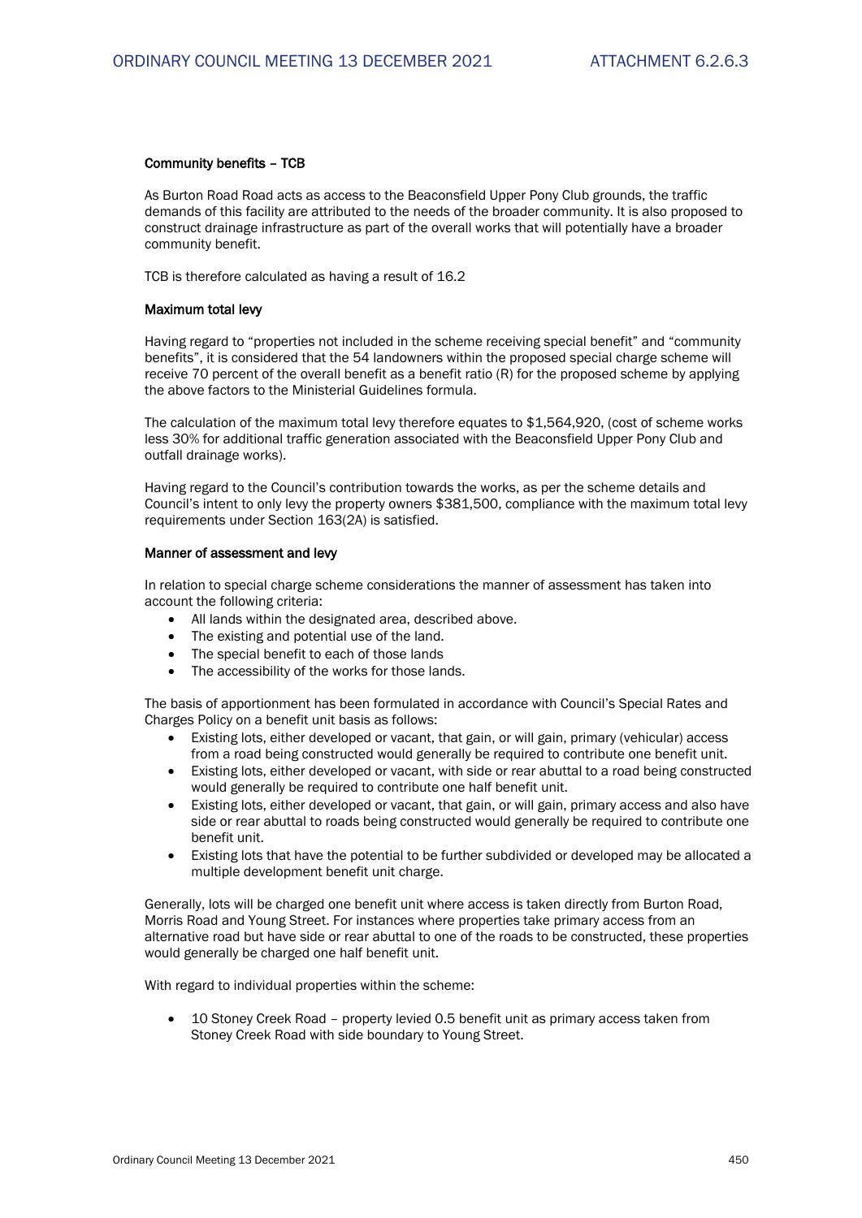#### Community benefits – TCB

As Burton Road Road acts as access to the Beaconsfield Upper Pony Club grounds, the traffic demands of this facility are attributed to the needs of the broader community. It is also proposed to construct drainage infrastructure as part of the overall works that will potentially have a broader community benefit.

TCB is therefore calculated as having a result of 16.2

#### Maximum total levy

Having regard to "properties not included in the scheme receiving special benefit" and "community benefits", it is considered that the 54 landowners within the proposed special charge scheme will receive 70 percent of the overall benefit as a benefit ratio (R) for the proposed scheme by applying the above factors to the Ministerial Guidelines formula.

The calculation of the maximum total levy therefore equates to $1,564,920, (cost of scheme works less 30% for additional traffic generation associated with the Beaconsfield Upper Pony Club and outfall drainage works).

Having regard to the Council's contribution towards the works, as per the scheme details and Council's intent to only levy the property owners $381,500, compliance with the maximum total levy requirements under Section 163(2A) is satisfied.

#### Manner of assessment and levy

In relation to special charge scheme considerations the manner of assessment has taken into account the following criteria:

- All lands within the designated area, described above.
- The existing and potential use of the land.
- The special benefit to each of those lands
- The accessibility of the works for those lands.

The basis of apportionment has been formulated in accordance with Council's Special Rates and Charges Policy on a benefit unit basis as follows:

- Existing lots, either developed or vacant, that gain, or will gain, primary (vehicular) access from a road being constructed would generally be required to contribute one benefit unit.
- Existing lots, either developed or vacant, with side or rear abuttal to a road being constructed would generally be required to contribute one half benefit unit.
- Existing lots, either developed or vacant, that gain, or will gain, primary access and also have side or rear abuttal to roads being constructed would generally be required to contribute one benefit unit.
- Existing lots that have the potential to be further subdivided or developed may be allocated a multiple development benefit unit charge.

Generally, lots will be charged one benefit unit where access is taken directly from Burton Road, Morris Road and Young Street. For instances where properties take primary access from an alternative road but have side or rear abuttal to one of the roads to be constructed, these properties would generally be charged one half benefit unit.

With regard to individual properties within the scheme:

- 10 Stoney Creek Road – property levied 0.5 benefit unit as primary access taken from Stoney Creek Road with side boundary to Young Street.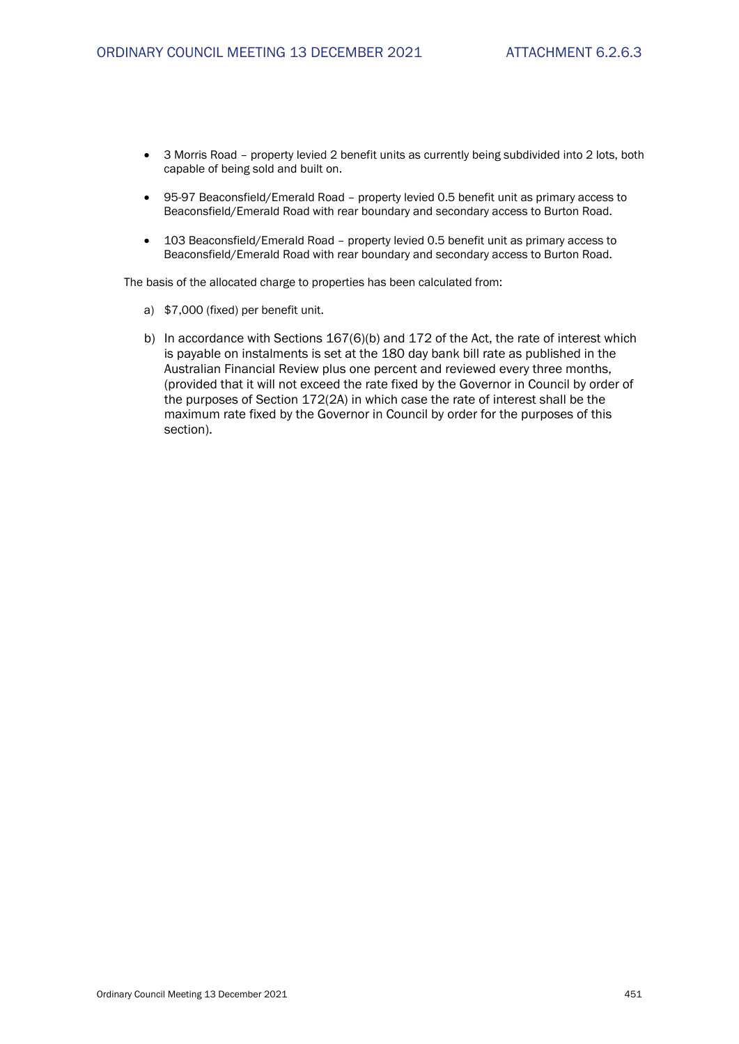- 3 Morris Road – property levied 2 benefit units as currently being subdivided into 2 lots, both capable of being sold and built on.
- 95-97 Beaconsfield/Emerald Road – property levied 0.5 benefit unit as primary access to Beaconsfield/Emerald Road with rear boundary and secondary access to Burton Road.
- 103 Beaconsfield/Emerald Road – property levied 0.5 benefit unit as primary access to Beaconsfield/Emerald Road with rear boundary and secondary access to Burton Road.

The basis of the allocated charge to properties has been calculated from:

a) $7,000 (fixed) per benefit unit.

b) In accordance with Sections 167(6)(b) and 172 of the Act, the rate of interest which is payable on instalments is set at the 180 day bank bill rate as published in the Australian Financial Review plus one percent and reviewed every three months, (provided that it will not exceed the rate fixed by the Governor in Council by order of the purposes of Section 172(2A) in which case the rate of interest shall be the maximum rate fixed by the Governor in Council by order for the purposes of this section).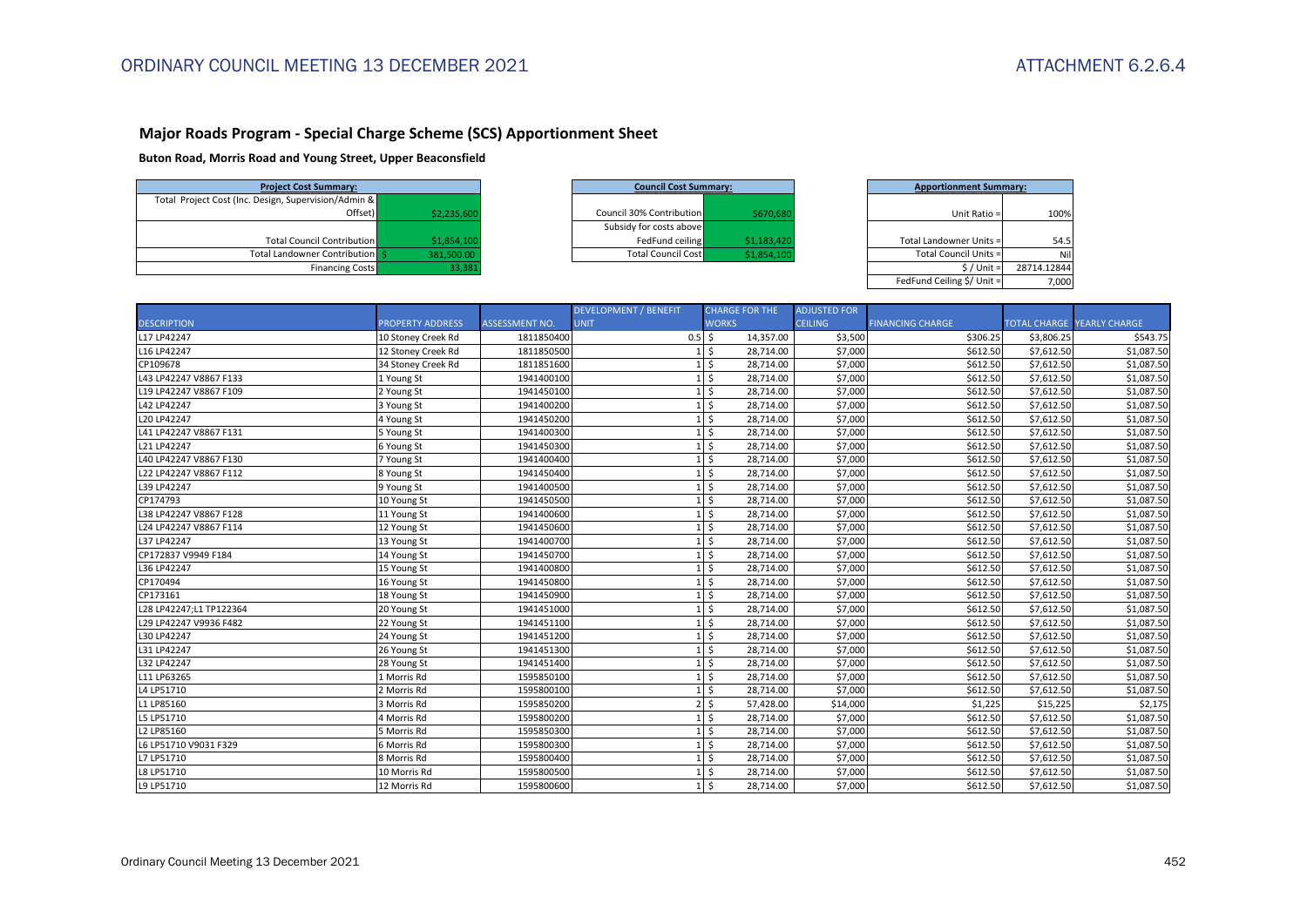## Major Roads Program - Special Charge Scheme (SCS) Apportionment Sheet

**Buton Road, Morris Road and Young Street, Upper Beaconsfield**

| Project Cost Summary: | |
|---|---|
| Total Project Cost (Inc. Design, Supervision/Admin & Offset) | $2,235,600 |
| Total Council Contribution | $1,854,100 |
| Total Landowner Contribution | $ 381,500.00 |
| Financing Costs | 33,381 |

| Council Cost Summary: | |
|---|---|
| Council 30% Contribution | $670,680 |
| Subsidy for costs above FedFund ceiling | $1,183,420 |
| Total Council Cost | $1,854,100 |

| Apportionment Summary: | |
|---|---|
| Unit Ratio = | 100% |
| Total Landowner Units = | 54.5 |
| Total Council Units = | Nil |
| $ / Unit = | 28714.12844 |
| FedFund Ceiling $/ Unit = | 7,000 |

| DESCRIPTION | PROPERTY ADDRESS | ASSESSMENT NO. | DEVELOPMENT / BENEFIT UNIT | CHARGE FOR THE WORKS | ADJUSTED FOR CEILING | FINANCING CHARGE | TOTAL CHARGE | YEARLY CHARGE |
|---|---|---|---|---|---|---|---|---|
| L17 LP42247 | 10 Stoney Creek Rd | 1811850400 | 0.5 | $ 14,357.00 | $3,500 | $306.25 | $3,806.25 | $543.75 |
| L16 LP42247 | 12 Stoney Creek Rd | 1811850500 | 1 | $ 28,714.00 | $7,000 | $612.50 | $7,612.50 | $1,087.50 |
| CP109678 | 34 Stoney Creek Rd | 1811851600 | 1 | $ 28,714.00 | $7,000 | $612.50 | $7,612.50 | $1,087.50 |
| L43 LP42247 V8867 F133 | 1 Young St | 1941400100 | 1 | $ 28,714.00 | $7,000 | $612.50 | $7,612.50 | $1,087.50 |
| L19 LP42247 V8867 F109 | 2 Young St | 1941450100 | 1 | $ 28,714.00 | $7,000 | $612.50 | $7,612.50 | $1,087.50 |
| L42 LP42247 | 3 Young St | 1941400200 | 1 | $ 28,714.00 | $7,000 | $612.50 | $7,612.50 | $1,087.50 |
| L20 LP42247 | 4 Young St | 1941450200 | 1 | $ 28,714.00 | $7,000 | $612.50 | $7,612.50 | $1,087.50 |
| L41 LP42247 V8867 F131 | 5 Young St | 1941400300 | 1 | $ 28,714.00 | $7,000 | $612.50 | $7,612.50 | $1,087.50 |
| L21 LP42247 | 6 Young St | 1941450300 | 1 | $ 28,714.00 | $7,000 | $612.50 | $7,612.50 | $1,087.50 |
| L40 LP42247 V8867 F130 | 7 Young St | 1941400400 | 1 | $ 28,714.00 | $7,000 | $612.50 | $7,612.50 | $1,087.50 |
| L22 LP42247 V8867 F112 | 8 Young St | 1941450400 | 1 | $ 28,714.00 | $7,000 | $612.50 | $7,612.50 | $1,087.50 |
| L39 LP42247 | 9 Young St | 1941400500 | 1 | $ 28,714.00 | $7,000 | $612.50 | $7,612.50 | $1,087.50 |
| CP174793 | 10 Young St | 1941450500 | 1 | $ 28,714.00 | $7,000 | $612.50 | $7,612.50 | $1,087.50 |
| L38 LP42247 V8867 F128 | 11 Young St | 1941400600 | 1 | $ 28,714.00 | $7,000 | $612.50 | $7,612.50 | $1,087.50 |
| L24 LP42247 V8867 F114 | 12 Young St | 1941450600 | 1 | $ 28,714.00 | $7,000 | $612.50 | $7,612.50 | $1,087.50 |
| L37 LP42247 | 13 Young St | 1941400700 | 1 | $ 28,714.00 | $7,000 | $612.50 | $7,612.50 | $1,087.50 |
| CP172837 V9949 F184 | 14 Young St | 1941450700 | 1 | $ 28,714.00 | $7,000 | $612.50 | $7,612.50 | $1,087.50 |
| L36 LP42247 | 15 Young St | 1941400800 | 1 | $ 28,714.00 | $7,000 | $612.50 | $7,612.50 | $1,087.50 |
| CP170494 | 16 Young St | 1941450800 | 1 | $ 28,714.00 | $7,000 | $612.50 | $7,612.50 | $1,087.50 |
| CP173161 | 18 Young St | 1941450900 | 1 | $ 28,714.00 | $7,000 | $612.50 | $7,612.50 | $1,087.50 |
| L28 LP42247;L1 TP122364 | 20 Young St | 1941451000 | 1 | $ 28,714.00 | $7,000 | $612.50 | $7,612.50 | $1,087.50 |
| L29 LP42247 V9936 F482 | 22 Young St | 1941451100 | 1 | $ 28,714.00 | $7,000 | $612.50 | $7,612.50 | $1,087.50 |
| L30 LP42247 | 24 Young St | 1941451200 | 1 | $ 28,714.00 | $7,000 | $612.50 | $7,612.50 | $1,087.50 |
| L31 LP42247 | 26 Young St | 1941451300 | 1 | $ 28,714.00 | $7,000 | $612.50 | $7,612.50 | $1,087.50 |
| L32 LP42247 | 28 Young St | 1941451400 | 1 | $ 28,714.00 | $7,000 | $612.50 | $7,612.50 | $1,087.50 |
| L11 LP63265 | 1 Morris Rd | 1595850100 | 1 | $ 28,714.00 | $7,000 | $612.50 | $7,612.50 | $1,087.50 |
| L4 LP51710 | 2 Morris Rd | 1595800100 | 1 | $ 28,714.00 | $7,000 | $612.50 | $7,612.50 | $1,087.50 |
| L1 LP85160 | 3 Morris Rd | 1595850200 | 2 | $ 57,428.00 | $14,000 | $1,225 | $15,225 | $2,175 |
| L5 LP51710 | 4 Morris Rd | 1595800200 | 1 | $ 28,714.00 | $7,000 | $612.50 | $7,612.50 | $1,087.50 |
| L2 LP85160 | 5 Morris Rd | 1595850300 | 1 | $ 28,714.00 | $7,000 | $612.50 | $7,612.50 | $1,087.50 |
| L6 LP51710 V9031 F329 | 6 Morris Rd | 1595800300 | 1 | $ 28,714.00 | $7,000 | $612.50 | $7,612.50 | $1,087.50 |
| L7 LP51710 | 8 Morris Rd | 1595800400 | 1 | $ 28,714.00 | $7,000 | $612.50 | $7,612.50 | $1,087.50 |
| L8 LP51710 | 10 Morris Rd | 1595800500 | 1 | $ 28,714.00 | $7,000 | $612.50 | $7,612.50 | $1,087.50 |
| L9 LP51710 | 12 Morris Rd | 1595800600 | 1 | $ 28,714.00 | $7,000 | $612.50 | $7,612.50 | $1,087.50 |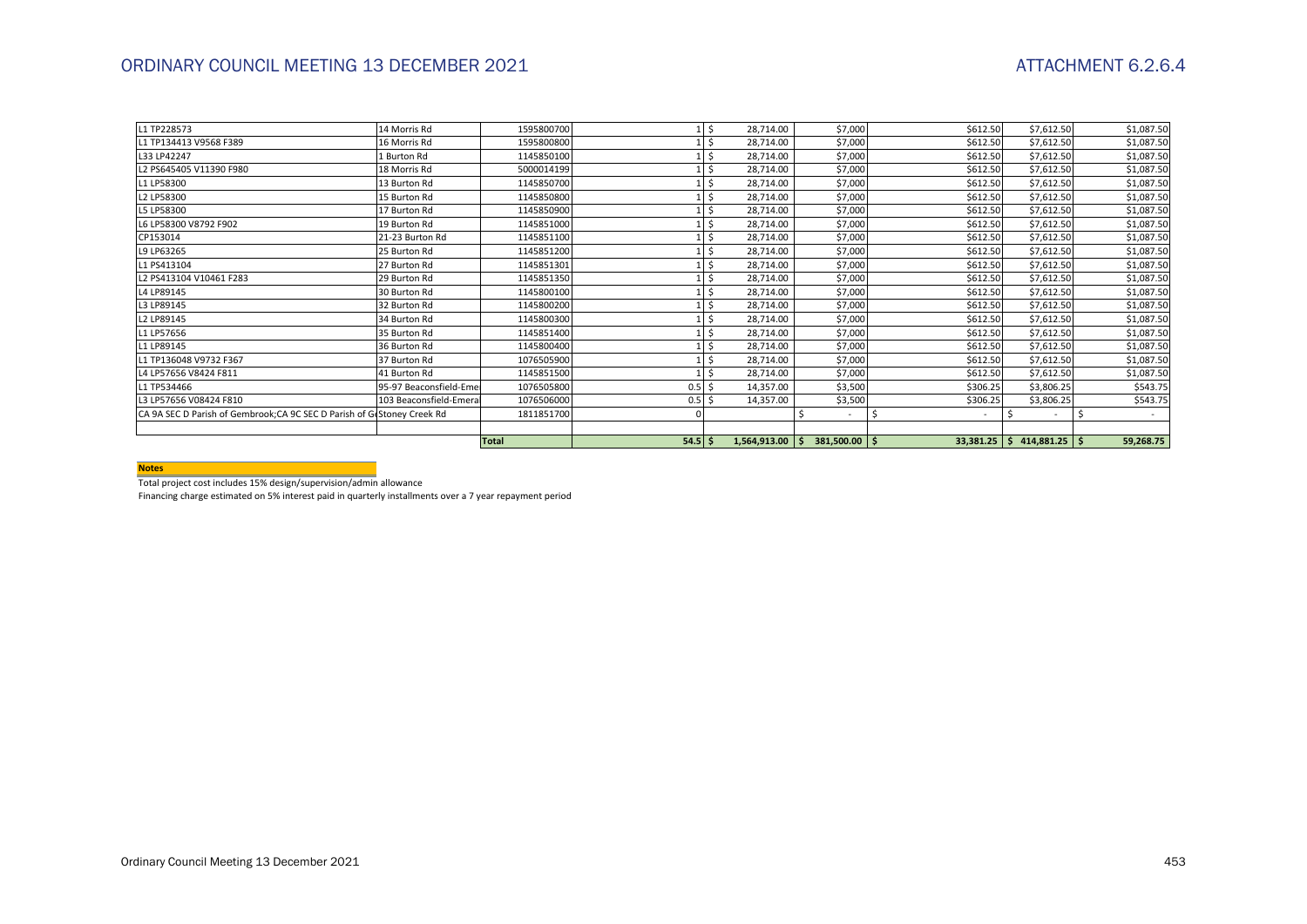| | | | | | | | | |
|---|---|---|---|---|---|---|---|---|
| L1 TP228573 | 14 Morris Rd | 1595800700 | 1 | $ 28,714.00 | $7,000 | $612.50 | $7,612.50 | $1,087.50 |
| L1 TP134413 V9568 F389 | 16 Morris Rd | 1595800800 | 1 | $ 28,714.00 | $7,000 | $612.50 | $7,612.50 | $1,087.50 |
| L33 LP42247 | 1 Burton Rd | 1145850100 | 1 | $ 28,714.00 | $7,000 | $612.50 | $7,612.50 | $1,087.50 |
| L2 PS645405 V11390 F980 | 18 Morris Rd | 5000014199 | 1 | $ 28,714.00 | $7,000 | $612.50 | $7,612.50 | $1,087.50 |
| L1 LP58300 | 13 Burton Rd | 1145850700 | 1 | $ 28,714.00 | $7,000 | $612.50 | $7,612.50 | $1,087.50 |
| L2 LP58300 | 15 Burton Rd | 1145850800 | 1 | $ 28,714.00 | $7,000 | $612.50 | $7,612.50 | $1,087.50 |
| L5 LP58300 | 17 Burton Rd | 1145850900 | 1 | $ 28,714.00 | $7,000 | $612.50 | $7,612.50 | $1,087.50 |
| L6 LP58300 V8792 F902 | 19 Burton Rd | 1145851000 | 1 | $ 28,714.00 | $7,000 | $612.50 | $7,612.50 | $1,087.50 |
| CP153014 | 21-23 Burton Rd | 1145851100 | 1 | $ 28,714.00 | $7,000 | $612.50 | $7,612.50 | $1,087.50 |
| L9 LP63265 | 25 Burton Rd | 1145851200 | 1 | $ 28,714.00 | $7,000 | $612.50 | $7,612.50 | $1,087.50 |
| L1 PS413104 | 27 Burton Rd | 1145851301 | 1 | $ 28,714.00 | $7,000 | $612.50 | $7,612.50 | $1,087.50 |
| L2 PS413104 V10461 F283 | 29 Burton Rd | 1145851350 | 1 | $ 28,714.00 | $7,000 | $612.50 | $7,612.50 | $1,087.50 |
| L4 LP89145 | 30 Burton Rd | 1145800100 | 1 | $ 28,714.00 | $7,000 | $612.50 | $7,612.50 | $1,087.50 |
| L3 LP89145 | 32 Burton Rd | 1145800200 | 1 | $ 28,714.00 | $7,000 | $612.50 | $7,612.50 | $1,087.50 |
| L2 LP89145 | 34 Burton Rd | 1145800300 | 1 | $ 28,714.00 | $7,000 | $612.50 | $7,612.50 | $1,087.50 |
| L1 LP57656 | 35 Burton Rd | 1145851400 | 1 | $ 28,714.00 | $7,000 | $612.50 | $7,612.50 | $1,087.50 |
| L1 LP89145 | 36 Burton Rd | 1145800400 | 1 | $ 28,714.00 | $7,000 | $612.50 | $7,612.50 | $1,087.50 |
| L1 TP136048 V9732 F367 | 37 Burton Rd | 1076505900 | 1 | $ 28,714.00 | $7,000 | $612.50 | $7,612.50 | $1,087.50 |
| L4 LP57656 V8424 F811 | 41 Burton Rd | 1145851500 | 1 | $ 28,714.00 | $7,000 | $612.50 | $7,612.50 | $1,087.50 |
| L1 TP534466 | 95-97 Beaconsfield-Eme | 1076505800 | 0.5 | $ 14,357.00 | $3,500 | $306.25 | $3,806.25 | $543.75 |
| L3 LP57656 V08424 F810 | 103 Beaconsfield-Emera | 1076506000 | 0.5 | $ 14,357.00 | $3,500 | $306.25 | $3,806.25 | $543.75 |
| CA 9A SEC D Parish of Gembrook;CA 9C SEC D Parish of G | Stoney Creek Rd | 1811851700 | 0 | | $ - | $ - | $ - | $ - |
| | | | | | | | | |
| | | **Total** | **54.5** | **$ 1,564,913.00** | **$ 381,500.00** | **$ 33,381.25** | **$ 414,881.25** | **$ 59,268.75** |

**Notes**

Total project cost includes 15% design/supervision/admin allowance

Financing charge estimated on 5% interest paid in quarterly installments over a 7 year repayment period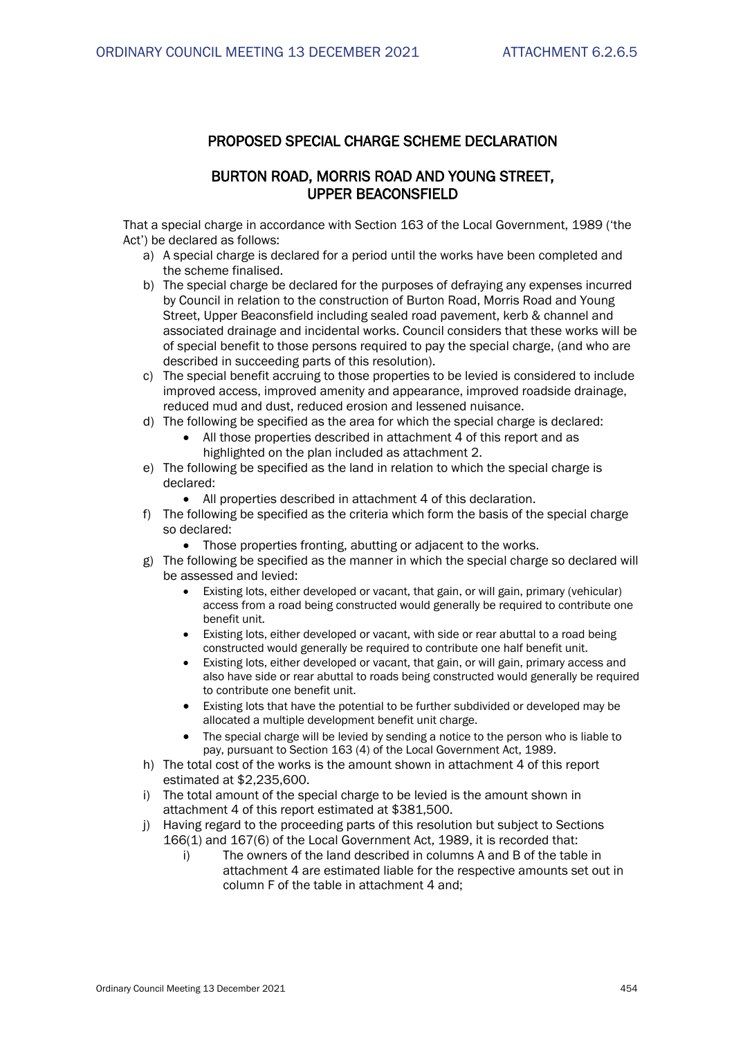## PROPOSED SPECIAL CHARGE SCHEME DECLARATION

## BURTON ROAD, MORRIS ROAD AND YOUNG STREET, UPPER BEACONSFIELD

That a special charge in accordance with Section 163 of the Local Government, 1989 ('the Act') be declared as follows:

a) A special charge is declared for a period until the works have been completed and the scheme finalised.

b) The special charge be declared for the purposes of defraying any expenses incurred by Council in relation to the construction of Burton Road, Morris Road and Young Street, Upper Beaconsfield including sealed road pavement, kerb & channel and associated drainage and incidental works. Council considers that these works will be of special benefit to those persons required to pay the special charge, (and who are described in succeeding parts of this resolution).

c) The special benefit accruing to those properties to be levied is considered to include improved access, improved amenity and appearance, improved roadside drainage, reduced mud and dust, reduced erosion and lessened nuisance.

d) The following be specified as the area for which the special charge is declared:
    - All those properties described in attachment 4 of this report and as highlighted on the plan included as attachment 2.

e) The following be specified as the land in relation to which the special charge is declared:
    - All properties described in attachment 4 of this declaration.

f) The following be specified as the criteria which form the basis of the special charge so declared:
    - Those properties fronting, abutting or adjacent to the works.

g) The following be specified as the manner in which the special charge so declared will be assessed and levied:
    - Existing lots, either developed or vacant, that gain, or will gain, primary (vehicular) access from a road being constructed would generally be required to contribute one benefit unit.
    - Existing lots, either developed or vacant, with side or rear abuttal to a road being constructed would generally be required to contribute one half benefit unit.
    - Existing lots, either developed or vacant, that gain, or will gain, primary access and also have side or rear abuttal to roads being constructed would generally be required to contribute one benefit unit.
    - Existing lots that have the potential to be further subdivided or developed may be allocated a multiple development benefit unit charge.
    - The special charge will be levied by sending a notice to the person who is liable to pay, pursuant to Section 163 (4) of the Local Government Act, 1989.

h) The total cost of the works is the amount shown in attachment 4 of this report estimated at $2,235,600.

i) The total amount of the special charge to be levied is the amount shown in attachment 4 of this report estimated at $381,500.

j) Having regard to the proceeding parts of this resolution but subject to Sections 166(1) and 167(6) of the Local Government Act, 1989, it is recorded that:
    i) The owners of the land described in columns A and B of the table in attachment 4 are estimated liable for the respective amounts set out in column F of the table in attachment 4 and;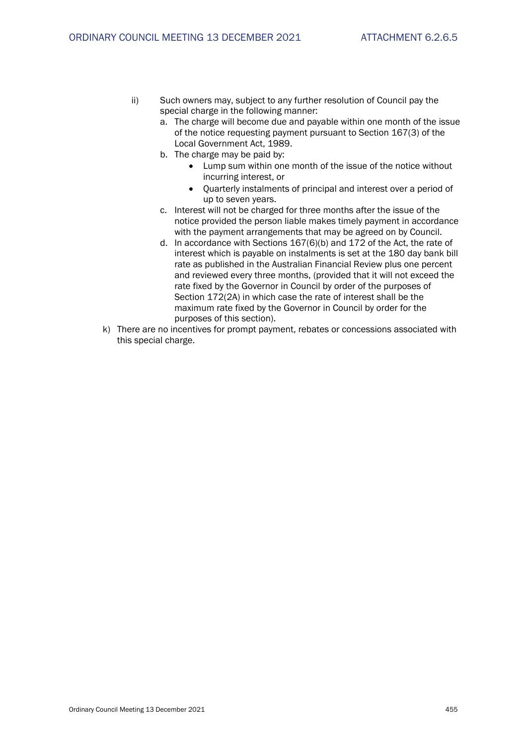ii) Such owners may, subject to any further resolution of Council pay the special charge in the following manner:
   a. The charge will become due and payable within one month of the issue of the notice requesting payment pursuant to Section 167(3) of the Local Government Act, 1989.
   b. The charge may be paid by:
      - Lump sum within one month of the issue of the notice without incurring interest, or
      - Quarterly instalments of principal and interest over a period of up to seven years.
   c. Interest will not be charged for three months after the issue of the notice provided the person liable makes timely payment in accordance with the payment arrangements that may be agreed on by Council.
   d. In accordance with Sections 167(6)(b) and 172 of the Act, the rate of interest which is payable on instalments is set at the 180 day bank bill rate as published in the Australian Financial Review plus one percent and reviewed every three months, (provided that it will not exceed the rate fixed by the Governor in Council by order of the purposes of Section 172(2A) in which case the rate of interest shall be the maximum rate fixed by the Governor in Council by order for the purposes of this section).

k) There are no incentives for prompt payment, rebates or concessions associated with this special charge.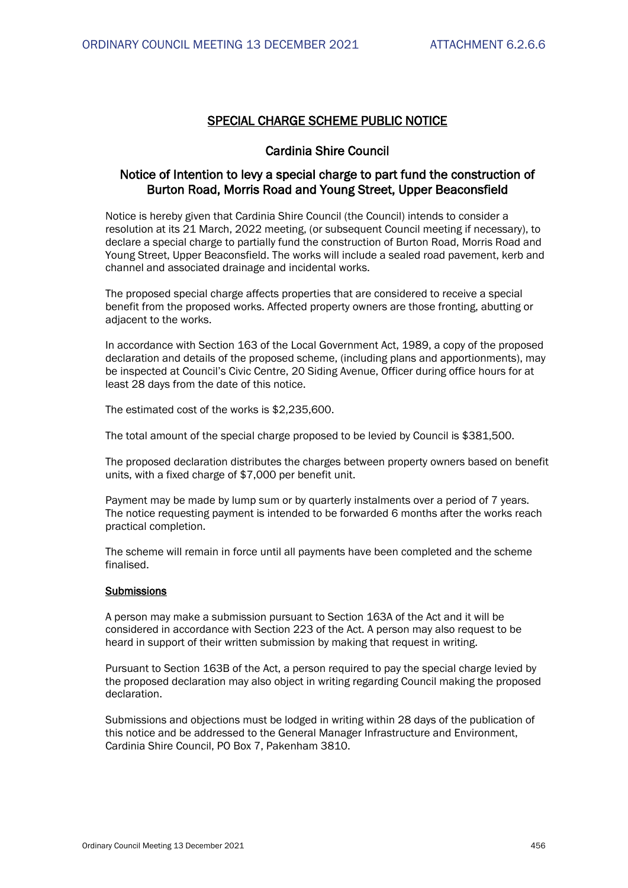# SPECIAL CHARGE SCHEME PUBLIC NOTICE

## Cardinia Shire Council

## Notice of Intention to levy a special charge to part fund the construction of Burton Road, Morris Road and Young Street, Upper Beaconsfield

Notice is hereby given that Cardinia Shire Council (the Council) intends to consider a resolution at its 21 March, 2022 meeting, (or subsequent Council meeting if necessary), to declare a special charge to partially fund the construction of Burton Road, Morris Road and Young Street, Upper Beaconsfield. The works will include a sealed road pavement, kerb and channel and associated drainage and incidental works.

The proposed special charge affects properties that are considered to receive a special benefit from the proposed works. Affected property owners are those fronting, abutting or adjacent to the works.

In accordance with Section 163 of the Local Government Act, 1989, a copy of the proposed declaration and details of the proposed scheme, (including plans and apportionments), may be inspected at Council's Civic Centre, 20 Siding Avenue, Officer during office hours for at least 28 days from the date of this notice.

The estimated cost of the works is $2,235,600.

The total amount of the special charge proposed to be levied by Council is $381,500.

The proposed declaration distributes the charges between property owners based on benefit units, with a fixed charge of $7,000 per benefit unit.

Payment may be made by lump sum or by quarterly instalments over a period of 7 years. The notice requesting payment is intended to be forwarded 6 months after the works reach practical completion.

The scheme will remain in force until all payments have been completed and the scheme finalised.

### Submissions

A person may make a submission pursuant to Section 163A of the Act and it will be considered in accordance with Section 223 of the Act. A person may also request to be heard in support of their written submission by making that request in writing.

Pursuant to Section 163B of the Act, a person required to pay the special charge levied by the proposed declaration may also object in writing regarding Council making the proposed declaration.

Submissions and objections must be lodged in writing within 28 days of the publication of this notice and be addressed to the General Manager Infrastructure and Environment, Cardinia Shire Council, PO Box 7, Pakenham 3810.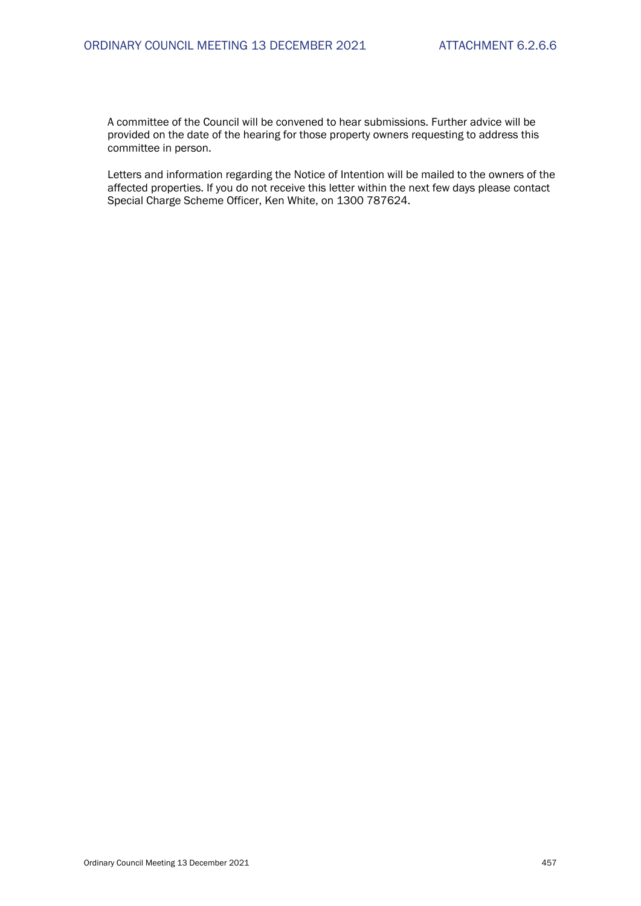A committee of the Council will be convened to hear submissions. Further advice will be provided on the date of the hearing for those property owners requesting to address this committee in person.

Letters and information regarding the Notice of Intention will be mailed to the owners of the affected properties. If you do not receive this letter within the next few days please contact Special Charge Scheme Officer, Ken White, on 1300 787624.